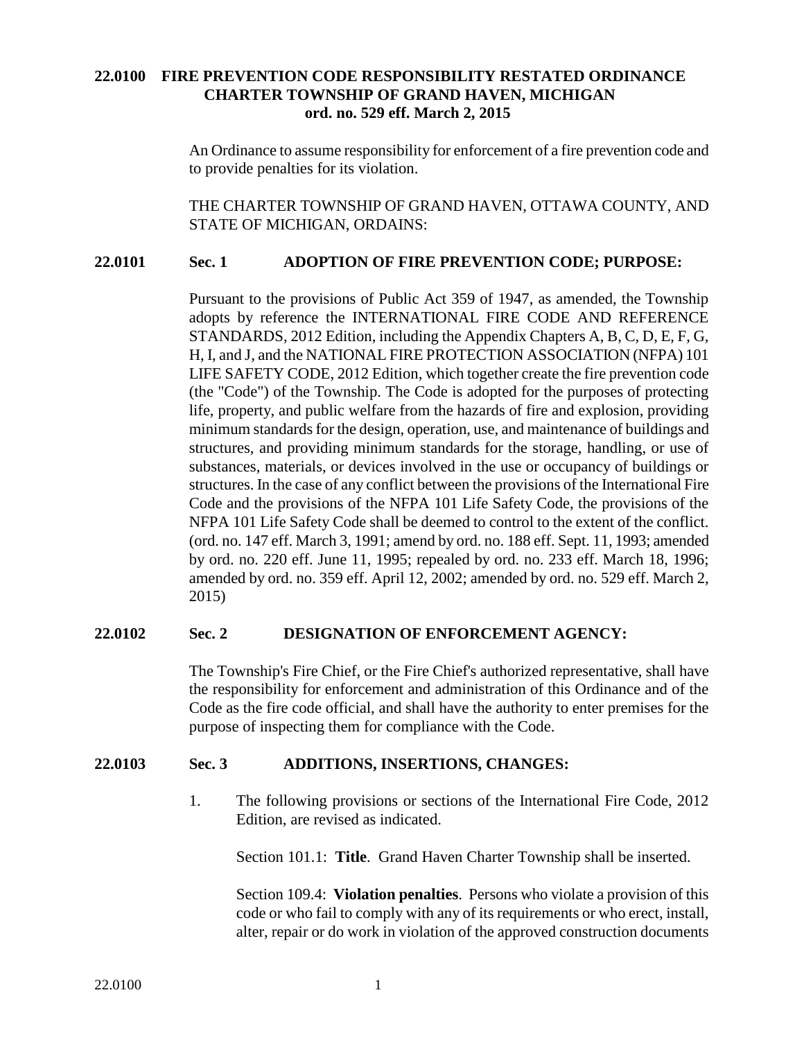# 22.0100 FIRE PREVENTION CODE RESPONSIBILITY RESTATED ORDINANCE CHARTER TOWNSHIP OF GRAND HAVEN, MICHIGAN ord. no. 529 eff. March 2, 2015

An Ordinance to assume responsibility for enforcement of a fire prevention code and to provide penalties for its violation.

THE CHARTER TOWNSHIP OF GRAND HAVEN, OTTAWA COUNTY, AND STATE OF MICHIGAN, ORDAINS:

## 22.0101 Sec. 1 ADOPTION OF FIRE PREVENTION CODE; PURPOSE:

Pursuant to the provisions of Public Act 359 of 1947, as amended, the Township adopts by reference the INTERNATIONAL FIRE CODE AND REFERENCE STANDARDS, 2012 Edition, including the Appendix Chapters A, B, C, D, E, F, G, H, I, and J, and the NATIONAL FIRE PROTECTION ASSOCIATION (NFPA) 101 LIFE SAFETY CODE, 2012 Edition, which together create the fire prevention code (the "Code") of the Township. The Code is adopted for the purposes of protecting life, property, and public welfare from the hazards of fire and explosion, providing minimum standards for the design, operation, use, and maintenance of buildings and structures, and providing minimum standards for the storage, handling, or use of substances, materials, or devices involved in the use or occupancy of buildings or structures. In the case of any conflict between the provisions of the International Fire Code and the provisions of the NFPA 101 Life Safety Code, the provisions of the NFPA 101 Life Safety Code shall be deemed to control to the extent of the conflict. (ord. no. 147 eff. March 3, 1991; amend by ord. no. 188 eff. Sept. 11, 1993; amended by ord. no. 220 eff. June 11, 1995; repealed by ord. no. 233 eff. March 18, 1996; amended by ord. no. 359 eff. April 12, 2002; amended by ord. no. 529 eff. March 2, 2015)

## 22.0102 Sec. 2 DESIGNATION OF ENFORCEMENT AGENCY:

The Township's Fire Chief, or the Fire Chief's authorized representative, shall have the responsibility for enforcement and administration of this Ordinance and of the Code as the fire code official, and shall have the authority to enter premises for the purpose of inspecting them for compliance with the Code.

## 22.0103 Sec. 3 ADDITIONS, INSERTIONS, CHANGES:

1. The following provisions or sections of the International Fire Code, 2012 Edition, are revised as indicated.

   Section 101.1: **Title**. Grand Haven Charter Township shall be inserted.

   Section 109.4: **Violation penalties**. Persons who violate a provision of this code or who fail to comply with any of its requirements or who erect, install, alter, repair or do work in violation of the approved construction documents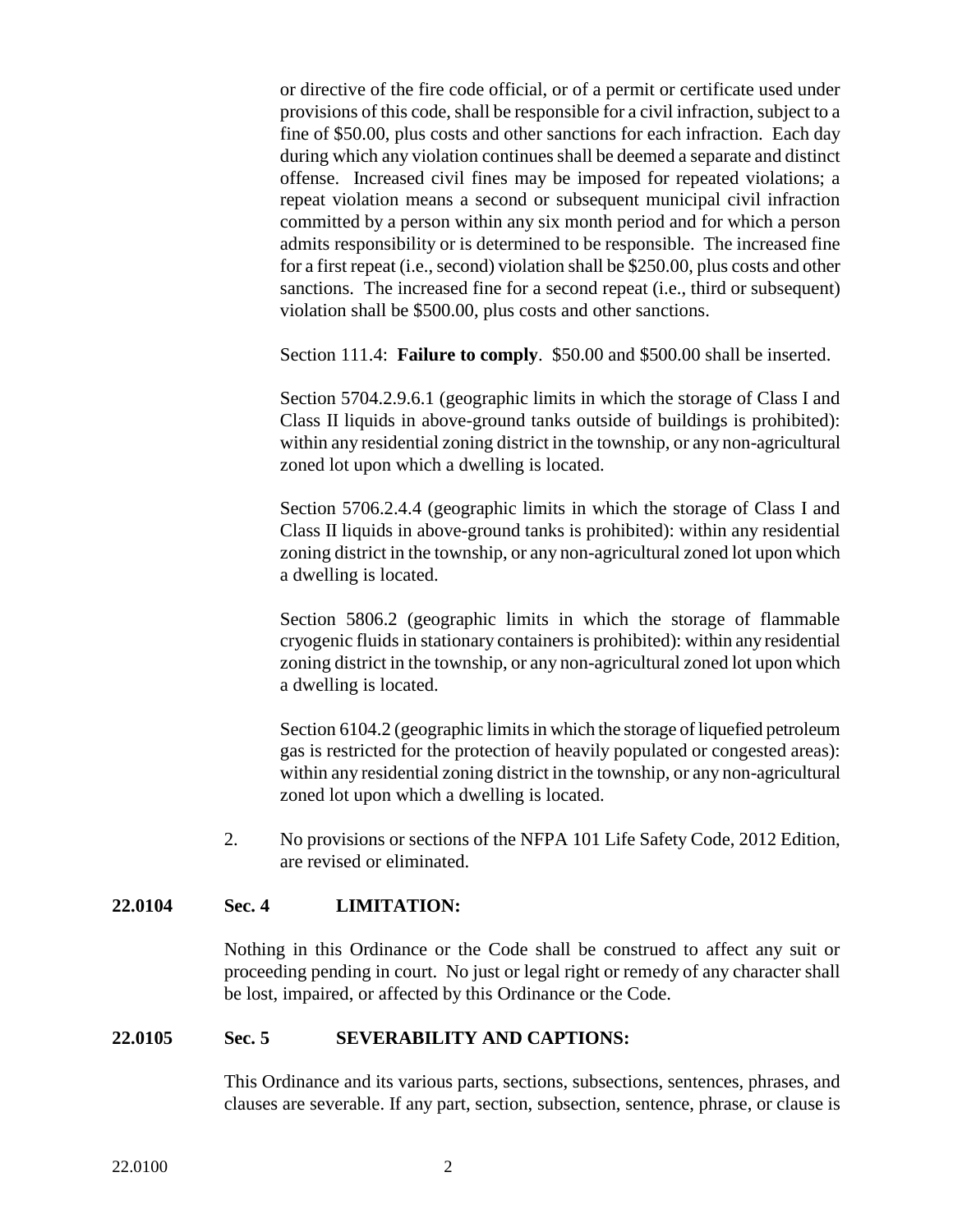or directive of the fire code official, or of a permit or certificate used under provisions of this code, shall be responsible for a civil infraction, subject to a fine of \$50.00, plus costs and other sanctions for each infraction. Each day during which any violation continues shall be deemed a separate and distinct offense. Increased civil fines may be imposed for repeated violations; a repeat violation means a second or subsequent municipal civil infraction committed by a person within any six month period and for which a person admits responsibility or is determined to be responsible. The increased fine for a first repeat (i.e., second) violation shall be \$250.00, plus costs and other sanctions. The increased fine for a second repeat (i.e., third or subsequent) violation shall be \$500.00, plus costs and other sanctions.

Section 111.4: **Failure to comply**. \$50.00 and \$500.00 shall be inserted.

Section 5704.2.9.6.1 (geographic limits in which the storage of Class I and Class II liquids in above-ground tanks outside of buildings is prohibited): within any residential zoning district in the township, or any non-agricultural zoned lot upon which a dwelling is located.

Section 5706.2.4.4 (geographic limits in which the storage of Class I and Class II liquids in above-ground tanks is prohibited): within any residential zoning district in the township, or any non-agricultural zoned lot upon which a dwelling is located.

Section 5806.2 (geographic limits in which the storage of flammable cryogenic fluids in stationary containers is prohibited): within any residential zoning district in the township, or any non-agricultural zoned lot upon which a dwelling is located.

Section 6104.2 (geographic limits in which the storage of liquefied petroleum gas is restricted for the protection of heavily populated or congested areas): within any residential zoning district in the township, or any non-agricultural zoned lot upon which a dwelling is located.

2. No provisions or sections of the NFPA 101 Life Safety Code, 2012 Edition, are revised or eliminated.

**22.0104 Sec. 4 LIMITATION:**

Nothing in this Ordinance or the Code shall be construed to affect any suit or proceeding pending in court. No just or legal right or remedy of any character shall be lost, impaired, or affected by this Ordinance or the Code.

**22.0105 Sec. 5 SEVERABILITY AND CAPTIONS:**

This Ordinance and its various parts, sections, subsections, sentences, phrases, and clauses are severable. If any part, section, subsection, sentence, phrase, or clause is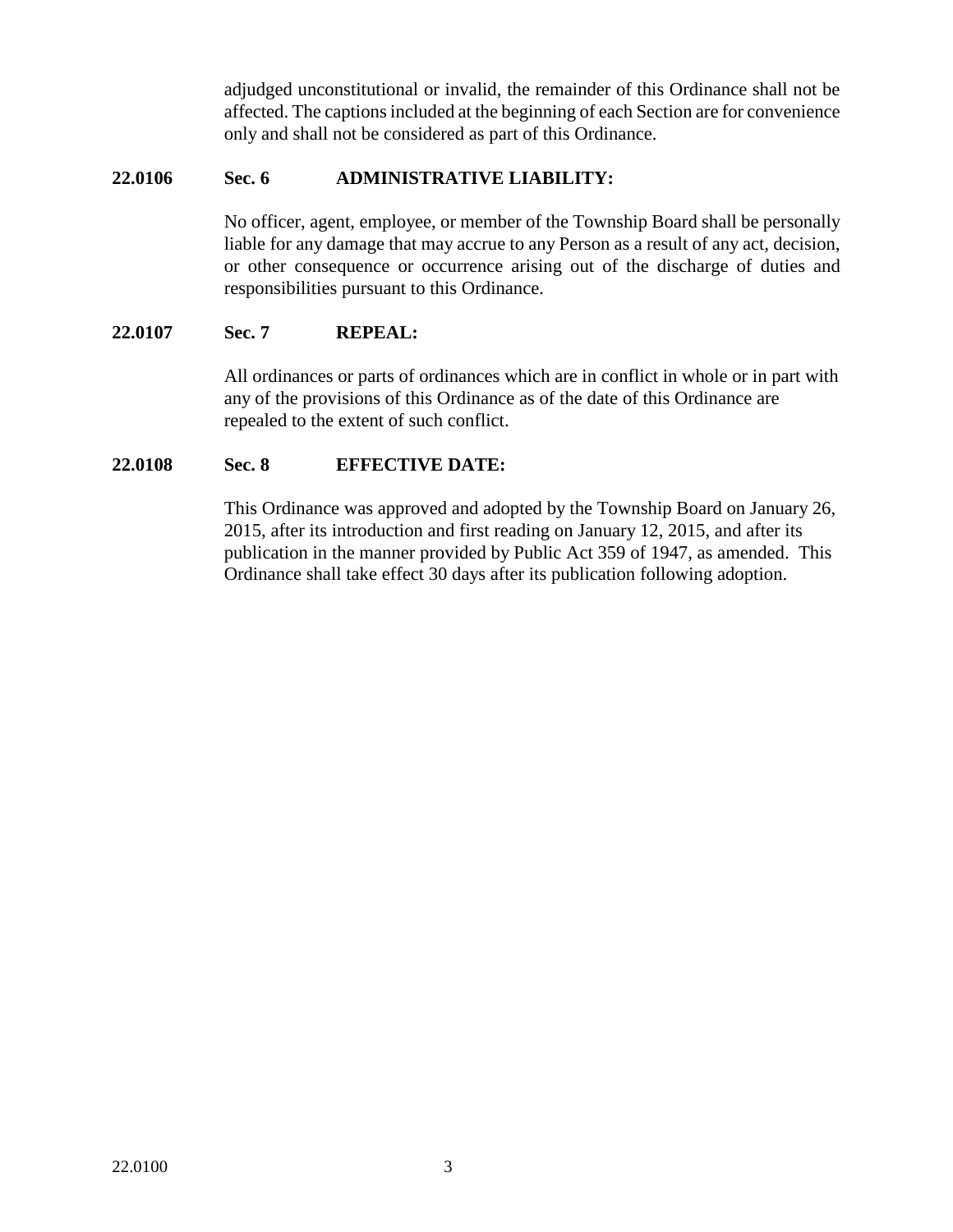adjudged unconstitutional or invalid, the remainder of this Ordinance shall not be affected. The captions included at the beginning of each Section are for convenience only and shall not be considered as part of this Ordinance.

**22.0106 Sec. 6 ADMINISTRATIVE LIABILITY:**

No officer, agent, employee, or member of the Township Board shall be personally liable for any damage that may accrue to any Person as a result of any act, decision, or other consequence or occurrence arising out of the discharge of duties and responsibilities pursuant to this Ordinance.

**22.0107 Sec. 7 REPEAL:**

All ordinances or parts of ordinances which are in conflict in whole or in part with any of the provisions of this Ordinance as of the date of this Ordinance are repealed to the extent of such conflict.

**22.0108 Sec. 8 EFFECTIVE DATE:**

This Ordinance was approved and adopted by the Township Board on January 26, 2015, after its introduction and first reading on January 12, 2015, and after its publication in the manner provided by Public Act 359 of 1947, as amended. This Ordinance shall take effect 30 days after its publication following adoption.